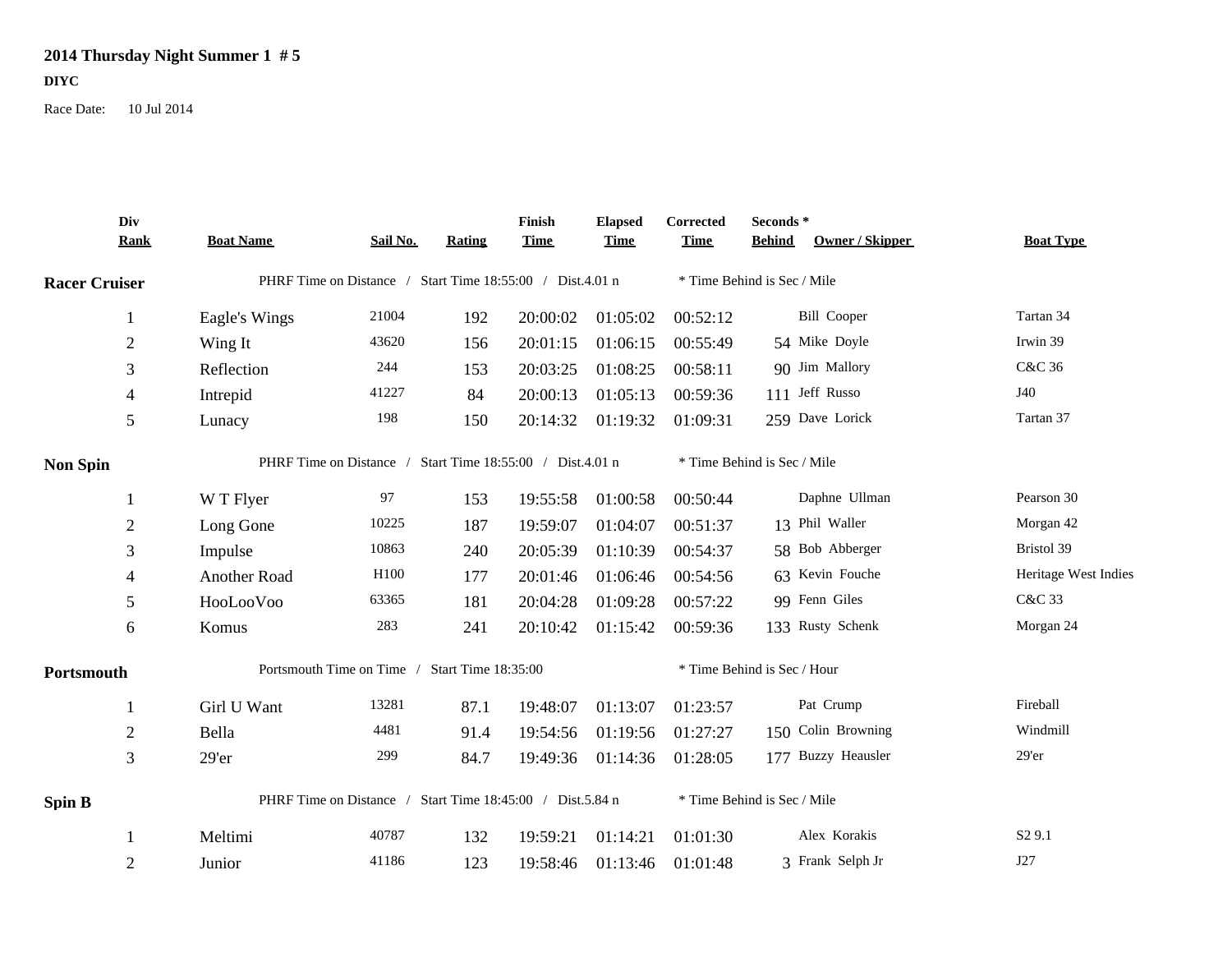# 2014 Thursday Night Summer 1 # 5

**DIYC**

Race Date: 10 Jul 2014

| Div Rank | Boat Name | Sail No. | Rating | Finish Time | Elapsed Time | Corrected Time | Seconds * Behind | Owner / Skipper | Boat Type |
|---|---|---|---|---|---|---|---|---|---|
| **Racer Cruiser** | PHRF Time on Distance / Start Time 18:55:00 / Dist.4.01 n | | | | | * Time Behind is Sec / Mile | | | |
| 1 | Eagle's Wings | 21004 | 192 | 20:00:02 | 01:05:02 | 00:52:12 | | Bill Cooper | Tartan 34 |
| 2 | Wing It | 43620 | 156 | 20:01:15 | 01:06:15 | 00:55:49 | 54 | Mike Doyle | Irwin 39 |
| 3 | Reflection | 244 | 153 | 20:03:25 | 01:08:25 | 00:58:11 | 90 | Jim Mallory | C&C 36 |
| 4 | Intrepid | 41227 | 84 | 20:00:13 | 01:05:13 | 00:59:36 | 111 | Jeff Russo | J40 |
| 5 | Lunacy | 198 | 150 | 20:14:32 | 01:19:32 | 01:09:31 | 259 | Dave Lorick | Tartan 37 |
| **Non Spin** | PHRF Time on Distance / Start Time 18:55:00 / Dist.4.01 n | | | | | * Time Behind is Sec / Mile | | | |
| 1 | W T Flyer | 97 | 153 | 19:55:58 | 01:00:58 | 00:50:44 | | Daphne Ullman | Pearson 30 |
| 2 | Long Gone | 10225 | 187 | 19:59:07 | 01:04:07 | 00:51:37 | 13 | Phil Waller | Morgan 42 |
| 3 | Impulse | 10863 | 240 | 20:05:39 | 01:10:39 | 00:54:37 | 58 | Bob Abberger | Bristol 39 |
| 4 | Another Road | H100 | 177 | 20:01:46 | 01:06:46 | 00:54:56 | 63 | Kevin Fouche | Heritage West Indies |
| 5 | HooLooVoo | 63365 | 181 | 20:04:28 | 01:09:28 | 00:57:22 | 99 | Fenn Giles | C&C 33 |
| 6 | Komus | 283 | 241 | 20:10:42 | 01:15:42 | 00:59:36 | 133 | Rusty Schenk | Morgan 24 |
| **Portsmouth** | Portsmouth Time on Time / Start Time 18:35:00 | | | | | * Time Behind is Sec / Hour | | | |
| 1 | Girl U Want | 13281 | 87.1 | 19:48:07 | 01:13:07 | 01:23:57 | | Pat Crump | Fireball |
| 2 | Bella | 4481 | 91.4 | 19:54:56 | 01:19:56 | 01:27:27 | 150 | Colin Browning | Windmill |
| 3 | 29'er | 299 | 84.7 | 19:49:36 | 01:14:36 | 01:28:05 | 177 | Buzzy Heausler | 29'er |
| **Spin B** | PHRF Time on Distance / Start Time 18:45:00 / Dist.5.84 n | | | | | * Time Behind is Sec / Mile | | | |
| 1 | Meltimi | 40787 | 132 | 19:59:21 | 01:14:21 | 01:01:30 | | Alex Korakis | S2 9.1 |
| 2 | Junior | 41186 | 123 | 19:58:46 | 01:13:46 | 01:01:48 | 3 | Frank Selph Jr | J27 |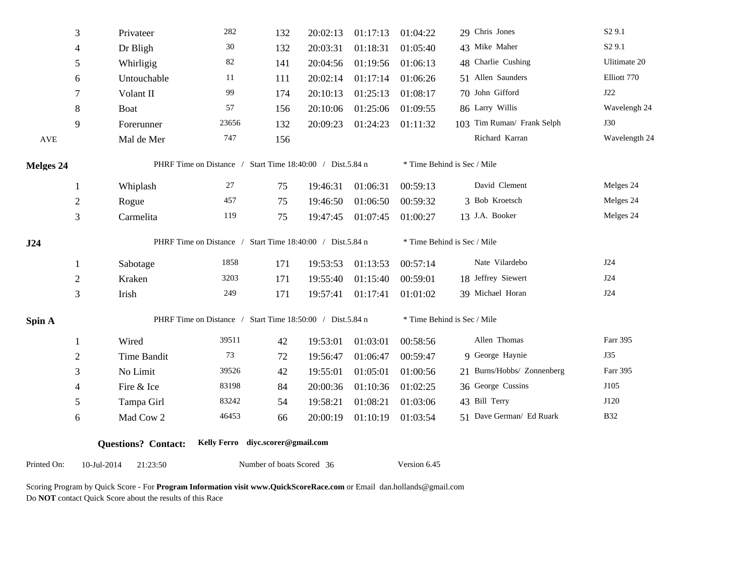| | | | | | | | | | |
|---|---|---|---|---|---|---|---|---|---|
| 3 | Privateer | 282 | 132 | 20:02:13 | 01:17:13 | 01:04:22 | 29 | Chris Jones | S2 9.1 |
| 4 | Dr Bligh | 30 | 132 | 20:03:31 | 01:18:31 | 01:05:40 | 43 | Mike Maher | S2 9.1 |
| 5 | Whirligig | 82 | 141 | 20:04:56 | 01:19:56 | 01:06:13 | 48 | Charlie Cushing | Ulitimate 20 |
| 6 | Untouchable | 11 | 111 | 20:02:14 | 01:17:14 | 01:06:26 | 51 | Allen Saunders | Elliott 770 |
| 7 | Volant II | 99 | 174 | 20:10:13 | 01:25:13 | 01:08:17 | 70 | John Gifford | J22 |
| 8 | Boat | 57 | 156 | 20:10:06 | 01:25:06 | 01:09:55 | 86 | Larry Willis | Wavelengh 24 |
| 9 | Forerunner | 23656 | 132 | 20:09:23 | 01:24:23 | 01:11:32 | 103 | Tim Ruman/ Frank Selph | J30 |
| AVE | Mal de Mer | 747 | 156 | | | | | Richard Karran | Wavelength 24 |

**Melges 24** PHRF Time on Distance / Start Time 18:40:00 / Dist.5.84 n * Time Behind is Sec / Mile

| | | | | | | | | | |
|---|---|---|---|---|---|---|---|---|---|
| 1 | Whiplash | 27 | 75 | 19:46:31 | 01:06:31 | 00:59:13 | | David Clement | Melges 24 |
| 2 | Rogue | 457 | 75 | 19:46:50 | 01:06:50 | 00:59:32 | 3 | Bob Kroetsch | Melges 24 |
| 3 | Carmelita | 119 | 75 | 19:47:45 | 01:07:45 | 01:00:27 | 13 | J.A. Booker | Melges 24 |

**J24** PHRF Time on Distance / Start Time 18:40:00 / Dist.5.84 n * Time Behind is Sec / Mile

| | | | | | | | | | |
|---|---|---|---|---|---|---|---|---|---|
| 1 | Sabotage | 1858 | 171 | 19:53:53 | 01:13:53 | 00:57:14 | | Nate Vilardebo | J24 |
| 2 | Kraken | 3203 | 171 | 19:55:40 | 01:15:40 | 00:59:01 | 18 | Jeffrey Siewert | J24 |
| 3 | Irish | 249 | 171 | 19:57:41 | 01:17:41 | 01:01:02 | 39 | Michael Horan | J24 |

**Spin A** PHRF Time on Distance / Start Time 18:50:00 / Dist.5.84 n * Time Behind is Sec / Mile

| | | | | | | | | | |
|---|---|---|---|---|---|---|---|---|---|
| 1 | Wired | 39511 | 42 | 19:53:01 | 01:03:01 | 00:58:56 | | Allen Thomas | Farr 395 |
| 2 | Time Bandit | 73 | 72 | 19:56:47 | 01:06:47 | 00:59:47 | 9 | George Haynie | J35 |
| 3 | No Limit | 39526 | 42 | 19:55:01 | 01:05:01 | 01:00:56 | 21 | Burns/Hobbs/ Zonnenberg | Farr 395 |
| 4 | Fire & Ice | 83198 | 84 | 20:00:36 | 01:10:36 | 01:02:25 | 36 | George Cussins | J105 |
| 5 | Tampa Girl | 83242 | 54 | 19:58:21 | 01:08:21 | 01:03:06 | 43 | Bill Terry | J120 |
| 6 | Mad Cow 2 | 46453 | 66 | 20:00:19 | 01:10:19 | 01:03:54 | 51 | Dave German/ Ed Ruark | B32 |

**Questions? Contact:** **Kelly Ferro diyc.scorer@gmail.com**

Printed On: 10-Jul-2014 21:23:50 Number of boats Scored 36 Version 6.45

Scoring Program by Quick Score - For **Program Information visit www.QuickScoreRace.com** or Email dan.hollands@gmail.com
Do **NOT** contact Quick Score about the results of this Race